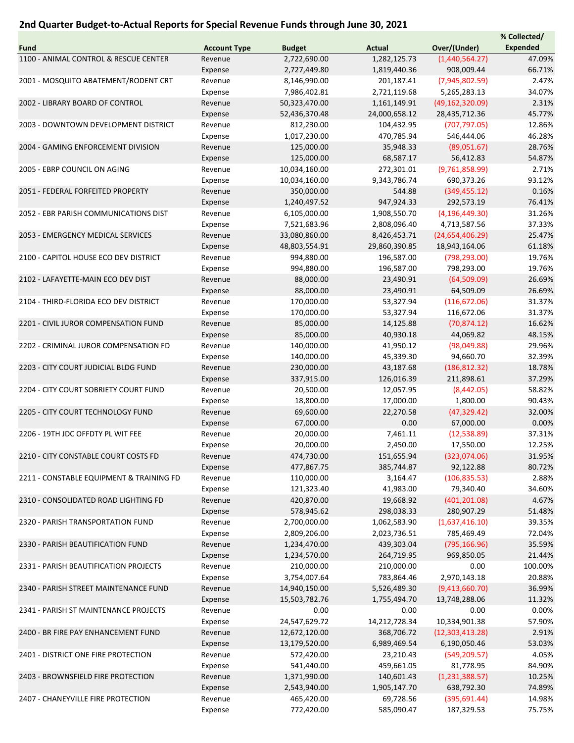## 2nd Quarter Budget-to-Actual Reports for Special Revenue Funds through June 30, 2021

| Fund | Account Type | Budget | Actual | Over/(Under) | % Collected/ Expended |
|---|---|---|---|---|---|
| 1100 - ANIMAL CONTROL & RESCUE CENTER | Revenue | 2,722,690.00 | 1,282,125.73 | (1,440,564.27) | 47.09% |
| | Expense | 2,727,449.80 | 1,819,440.36 | 908,009.44 | 66.71% |
| 2001 - MOSQUITO ABATEMENT/RODENT CRT | Revenue | 8,146,990.00 | 201,187.41 | (7,945,802.59) | 2.47% |
| | Expense | 7,986,402.81 | 2,721,119.68 | 5,265,283.13 | 34.07% |
| 2002 - LIBRARY BOARD OF CONTROL | Revenue | 50,323,470.00 | 1,161,149.91 | (49,162,320.09) | 2.31% |
| | Expense | 52,436,370.48 | 24,000,658.12 | 28,435,712.36 | 45.77% |
| 2003 - DOWNTOWN DEVELOPMENT DISTRICT | Revenue | 812,230.00 | 104,432.95 | (707,797.05) | 12.86% |
| | Expense | 1,017,230.00 | 470,785.94 | 546,444.06 | 46.28% |
| 2004 - GAMING ENFORCEMENT DIVISION | Revenue | 125,000.00 | 35,948.33 | (89,051.67) | 28.76% |
| | Expense | 125,000.00 | 68,587.17 | 56,412.83 | 54.87% |
| 2005 - EBRP COUNCIL ON AGING | Revenue | 10,034,160.00 | 272,301.01 | (9,761,858.99) | 2.71% |
| | Expense | 10,034,160.00 | 9,343,786.74 | 690,373.26 | 93.12% |
| 2051 - FEDERAL FORFEITED PROPERTY | Revenue | 350,000.00 | 544.88 | (349,455.12) | 0.16% |
| | Expense | 1,240,497.52 | 947,924.33 | 292,573.19 | 76.41% |
| 2052 - EBR PARISH COMMUNICATIONS DIST | Revenue | 6,105,000.00 | 1,908,550.70 | (4,196,449.30) | 31.26% |
| | Expense | 7,521,683.96 | 2,808,096.40 | 4,713,587.56 | 37.33% |
| 2053 - EMERGENCY MEDICAL SERVICES | Revenue | 33,080,860.00 | 8,426,453.71 | (24,654,406.29) | 25.47% |
| | Expense | 48,803,554.91 | 29,860,390.85 | 18,943,164.06 | 61.18% |
| 2100 - CAPITOL HOUSE ECO DEV DISTRICT | Revenue | 994,880.00 | 196,587.00 | (798,293.00) | 19.76% |
| | Expense | 994,880.00 | 196,587.00 | 798,293.00 | 19.76% |
| 2102 - LAFAYETTE-MAIN ECO DEV DIST | Revenue | 88,000.00 | 23,490.91 | (64,509.09) | 26.69% |
| | Expense | 88,000.00 | 23,490.91 | 64,509.09 | 26.69% |
| 2104 - THIRD-FLORIDA ECO DEV DISTRICT | Revenue | 170,000.00 | 53,327.94 | (116,672.06) | 31.37% |
| | Expense | 170,000.00 | 53,327.94 | 116,672.06 | 31.37% |
| 2201 - CIVIL JUROR COMPENSATION FUND | Revenue | 85,000.00 | 14,125.88 | (70,874.12) | 16.62% |
| | Expense | 85,000.00 | 40,930.18 | 44,069.82 | 48.15% |
| 2202 - CRIMINAL JUROR COMPENSATION FD | Revenue | 140,000.00 | 41,950.12 | (98,049.88) | 29.96% |
| | Expense | 140,000.00 | 45,339.30 | 94,660.70 | 32.39% |
| 2203 - CITY COURT JUDICIAL BLDG FUND | Revenue | 230,000.00 | 43,187.68 | (186,812.32) | 18.78% |
| | Expense | 337,915.00 | 126,016.39 | 211,898.61 | 37.29% |
| 2204 - CITY COURT SOBRIETY COURT FUND | Revenue | 20,500.00 | 12,057.95 | (8,442.05) | 58.82% |
| | Expense | 18,800.00 | 17,000.00 | 1,800.00 | 90.43% |
| 2205 - CITY COURT TECHNOLOGY FUND | Revenue | 69,600.00 | 22,270.58 | (47,329.42) | 32.00% |
| | Expense | 67,000.00 | 0.00 | 67,000.00 | 0.00% |
| 2206 - 19TH JDC OFFDTY PL WIT FEE | Revenue | 20,000.00 | 7,461.11 | (12,538.89) | 37.31% |
| | Expense | 20,000.00 | 2,450.00 | 17,550.00 | 12.25% |
| 2210 - CITY CONSTABLE COURT COSTS FD | Revenue | 474,730.00 | 151,655.94 | (323,074.06) | 31.95% |
| | Expense | 477,867.75 | 385,744.87 | 92,122.88 | 80.72% |
| 2211 - CONSTABLE EQUIPMENT & TRAINING FD | Revenue | 110,000.00 | 3,164.47 | (106,835.53) | 2.88% |
| | Expense | 121,323.40 | 41,983.00 | 79,340.40 | 34.60% |
| 2310 - CONSOLIDATED ROAD LIGHTING FD | Revenue | 420,870.00 | 19,668.92 | (401,201.08) | 4.67% |
| | Expense | 578,945.62 | 298,038.33 | 280,907.29 | 51.48% |
| 2320 - PARISH TRANSPORTATION FUND | Revenue | 2,700,000.00 | 1,062,583.90 | (1,637,416.10) | 39.35% |
| | Expense | 2,809,206.00 | 2,023,736.51 | 785,469.49 | 72.04% |
| 2330 - PARISH BEAUTIFICATION FUND | Revenue | 1,234,470.00 | 439,303.04 | (795,166.96) | 35.59% |
| | Expense | 1,234,570.00 | 264,719.95 | 969,850.05 | 21.44% |
| 2331 - PARISH BEAUTIFICATION PROJECTS | Revenue | 210,000.00 | 210,000.00 | 0.00 | 100.00% |
| | Expense | 3,754,007.64 | 783,864.46 | 2,970,143.18 | 20.88% |
| 2340 - PARISH STREET MAINTENANCE FUND | Revenue | 14,940,150.00 | 5,526,489.30 | (9,413,660.70) | 36.99% |
| | Expense | 15,503,782.76 | 1,755,494.70 | 13,748,288.06 | 11.32% |
| 2341 - PARISH ST MAINTENANCE PROJECTS | Revenue | 0.00 | 0.00 | 0.00 | 0.00% |
| | Expense | 24,547,629.72 | 14,212,728.34 | 10,334,901.38 | 57.90% |
| 2400 - BR FIRE PAY ENHANCEMENT FUND | Revenue | 12,672,120.00 | 368,706.72 | (12,303,413.28) | 2.91% |
| | Expense | 13,179,520.00 | 6,989,469.54 | 6,190,050.46 | 53.03% |
| 2401 - DISTRICT ONE FIRE PROTECTION | Revenue | 572,420.00 | 23,210.43 | (549,209.57) | 4.05% |
| | Expense | 541,440.00 | 459,661.05 | 81,778.95 | 84.90% |
| 2403 - BROWNSFIELD FIRE PROTECTION | Revenue | 1,371,990.00 | 140,601.43 | (1,231,388.57) | 10.25% |
| | Expense | 2,543,940.00 | 1,905,147.70 | 638,792.30 | 74.89% |
| 2407 - CHANEYVILLE FIRE PROTECTION | Revenue | 465,420.00 | 69,728.56 | (395,691.44) | 14.98% |
| | Expense | 772,420.00 | 585,090.47 | 187,329.53 | 75.75% |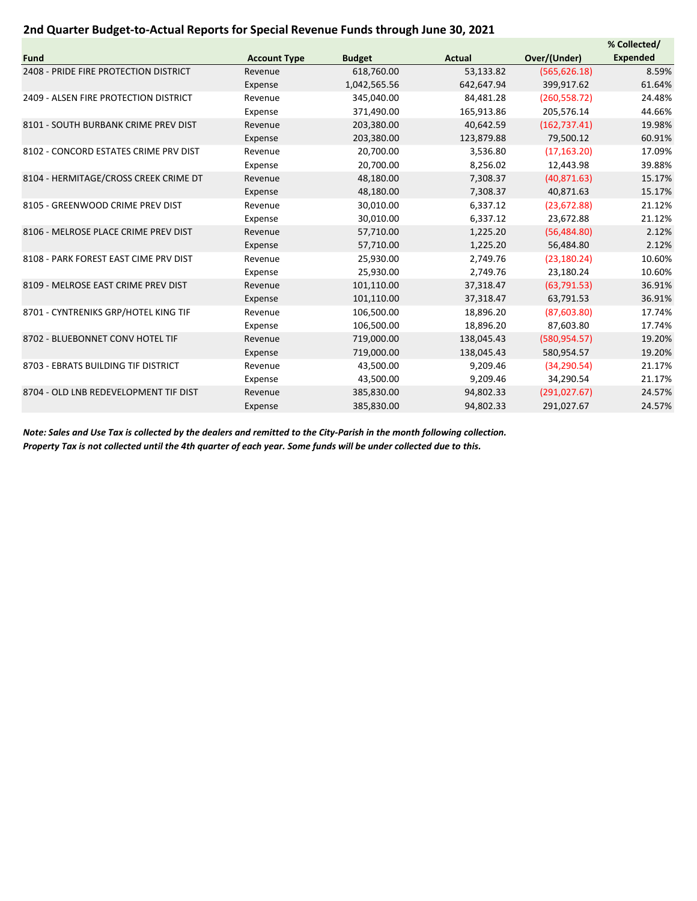## 2nd Quarter Budget-to-Actual Reports for Special Revenue Funds through June 30, 2021

| Fund | Account Type | Budget | Actual | Over/(Under) | % Collected/ Expended |
|---|---|---|---|---|---|
| 2408 - PRIDE FIRE PROTECTION DISTRICT | Revenue | 618,760.00 | 53,133.82 | (565,626.18) | 8.59% |
| | Expense | 1,042,565.56 | 642,647.94 | 399,917.62 | 61.64% |
| 2409 - ALSEN FIRE PROTECTION DISTRICT | Revenue | 345,040.00 | 84,481.28 | (260,558.72) | 24.48% |
| | Expense | 371,490.00 | 165,913.86 | 205,576.14 | 44.66% |
| 8101 - SOUTH BURBANK CRIME PREV DIST | Revenue | 203,380.00 | 40,642.59 | (162,737.41) | 19.98% |
| | Expense | 203,380.00 | 123,879.88 | 79,500.12 | 60.91% |
| 8102 - CONCORD ESTATES CRIME PRV DIST | Revenue | 20,700.00 | 3,536.80 | (17,163.20) | 17.09% |
| | Expense | 20,700.00 | 8,256.02 | 12,443.98 | 39.88% |
| 8104 - HERMITAGE/CROSS CREEK CRIME DT | Revenue | 48,180.00 | 7,308.37 | (40,871.63) | 15.17% |
| | Expense | 48,180.00 | 7,308.37 | 40,871.63 | 15.17% |
| 8105 - GREENWOOD CRIME PREV DIST | Revenue | 30,010.00 | 6,337.12 | (23,672.88) | 21.12% |
| | Expense | 30,010.00 | 6,337.12 | 23,672.88 | 21.12% |
| 8106 - MELROSE PLACE CRIME PREV DIST | Revenue | 57,710.00 | 1,225.20 | (56,484.80) | 2.12% |
| | Expense | 57,710.00 | 1,225.20 | 56,484.80 | 2.12% |
| 8108 - PARK FOREST EAST CIME PRV DIST | Revenue | 25,930.00 | 2,749.76 | (23,180.24) | 10.60% |
| | Expense | 25,930.00 | 2,749.76 | 23,180.24 | 10.60% |
| 8109 - MELROSE EAST CRIME PREV DIST | Revenue | 101,110.00 | 37,318.47 | (63,791.53) | 36.91% |
| | Expense | 101,110.00 | 37,318.47 | 63,791.53 | 36.91% |
| 8701 - CYNTRENIKS GRP/HOTEL KING TIF | Revenue | 106,500.00 | 18,896.20 | (87,603.80) | 17.74% |
| | Expense | 106,500.00 | 18,896.20 | 87,603.80 | 17.74% |
| 8702 - BLUEBONNET CONV HOTEL TIF | Revenue | 719,000.00 | 138,045.43 | (580,954.57) | 19.20% |
| | Expense | 719,000.00 | 138,045.43 | 580,954.57 | 19.20% |
| 8703 - EBRATS BUILDING TIF DISTRICT | Revenue | 43,500.00 | 9,209.46 | (34,290.54) | 21.17% |
| | Expense | 43,500.00 | 9,209.46 | 34,290.54 | 21.17% |
| 8704 - OLD LNB REDEVELOPMENT TIF DIST | Revenue | 385,830.00 | 94,802.33 | (291,027.67) | 24.57% |
| | Expense | 385,830.00 | 94,802.33 | 291,027.67 | 24.57% |

***Note: Sales and Use Tax is collected by the dealers and remitted to the City-Parish in the month following collection. Property Tax is not collected until the 4th quarter of each year. Some funds will be under collected due to this.***